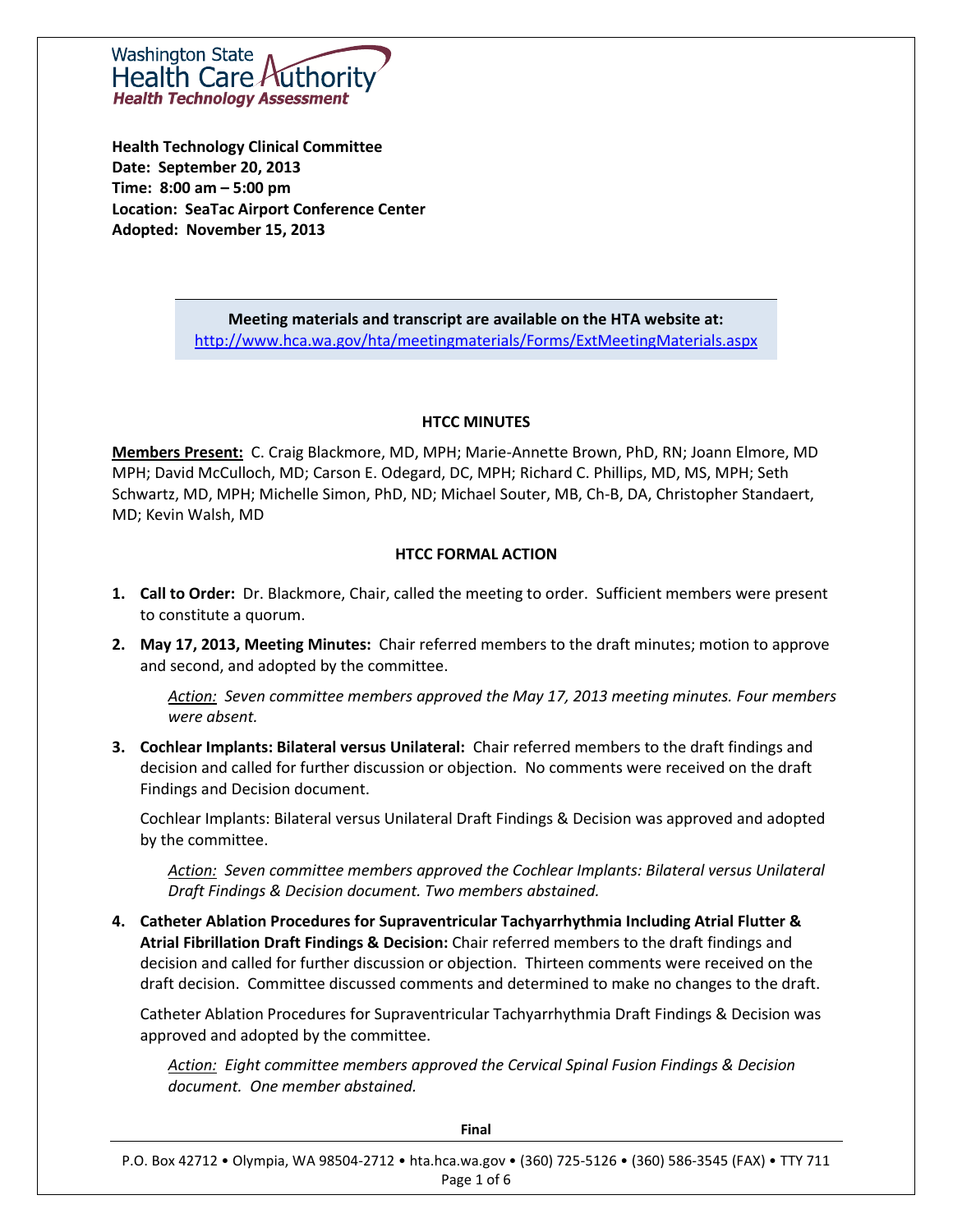Washington State Health Care Authority
*Health Technology Assessment*

**Health Technology Clinical Committee**
**Date: September 20, 2013**
**Time: 8:00 am – 5:00 pm**
**Location: SeaTac Airport Conference Center**
**Adopted: November 15, 2013**

> **Meeting materials and transcript are available on the HTA website at:**
> http://www.hca.wa.gov/hta/meetingmaterials/Forms/ExtMeetingMaterials.aspx

## HTCC MINUTES

**Members Present:** C. Craig Blackmore, MD, MPH; Marie-Annette Brown, PhD, RN; Joann Elmore, MD MPH; David McCulloch, MD; Carson E. Odegard, DC, MPH; Richard C. Phillips, MD, MS, MPH; Seth Schwartz, MD, MPH; Michelle Simon, PhD, ND; Michael Souter, MB, Ch-B, DA, Christopher Standaert, MD; Kevin Walsh, MD

## HTCC FORMAL ACTION

1. **Call to Order:** Dr. Blackmore, Chair, called the meeting to order. Sufficient members were present to constitute a quorum.

2. **May 17, 2013, Meeting Minutes:** Chair referred members to the draft minutes; motion to approve and second, and adopted by the committee.

   *Action: Seven committee members approved the May 17, 2013 meeting minutes. Four members were absent.*

3. **Cochlear Implants: Bilateral versus Unilateral:** Chair referred members to the draft findings and decision and called for further discussion or objection. No comments were received on the draft Findings and Decision document.

   Cochlear Implants: Bilateral versus Unilateral Draft Findings & Decision was approved and adopted by the committee.

   *Action: Seven committee members approved the Cochlear Implants: Bilateral versus Unilateral Draft Findings & Decision document. Two members abstained.*

4. **Catheter Ablation Procedures for Supraventricular Tachyarrhythmia Including Atrial Flutter & Atrial Fibrillation Draft Findings & Decision:** Chair referred members to the draft findings and decision and called for further discussion or objection. Thirteen comments were received on the draft decision. Committee discussed comments and determined to make no changes to the draft.

   Catheter Ablation Procedures for Supraventricular Tachyarrhythmia Draft Findings & Decision was approved and adopted by the committee.

   *Action: Eight committee members approved the Cervical Spinal Fusion Findings & Decision document. One member abstained.*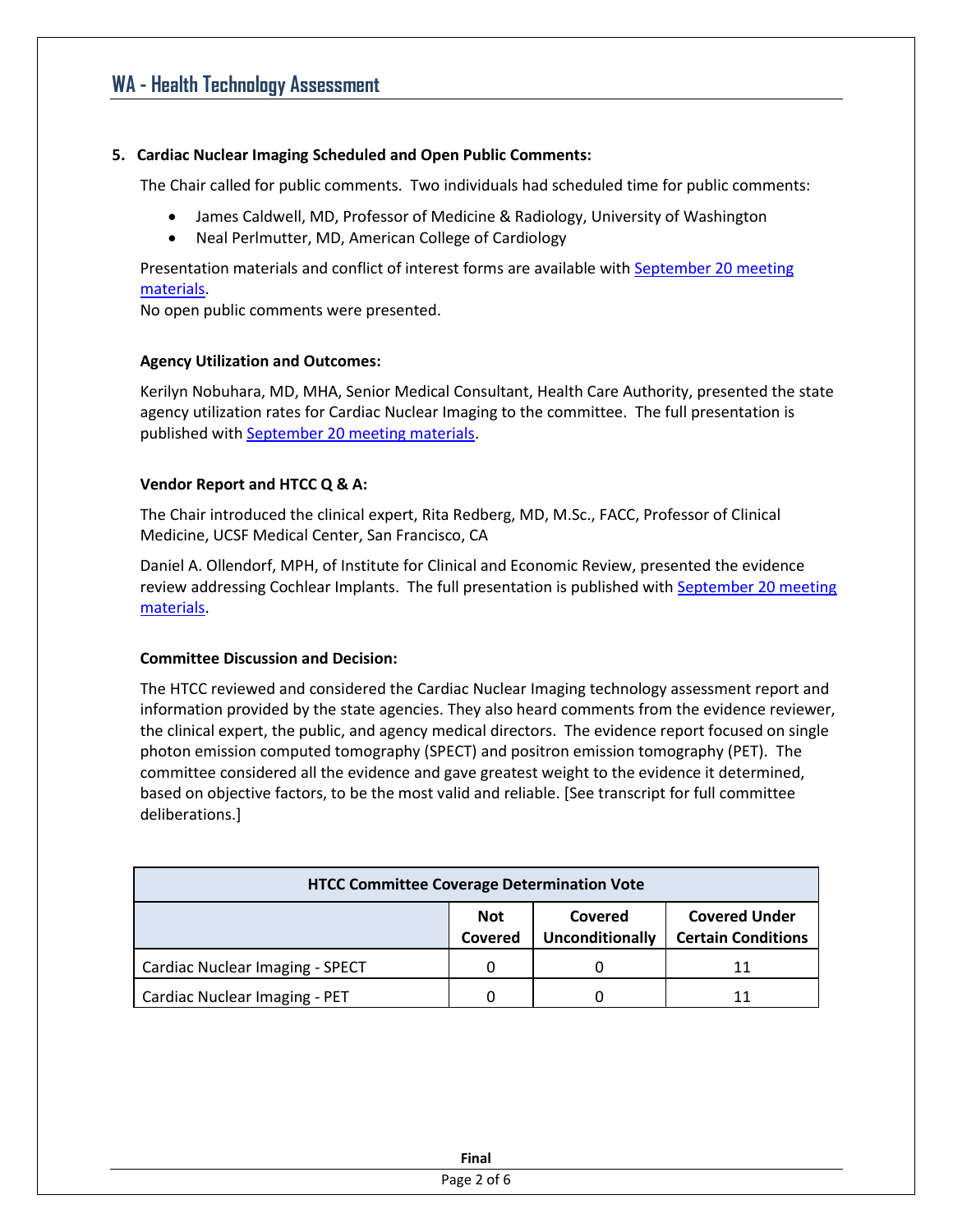## 5. Cardiac Nuclear Imaging Scheduled and Open Public Comments:

The Chair called for public comments. Two individuals had scheduled time for public comments:

- James Caldwell, MD, Professor of Medicine & Radiology, University of Washington
- Neal Perlmutter, MD, American College of Cardiology

Presentation materials and conflict of interest forms are available with September 20 meeting materials.

No open public comments were presented.

### Agency Utilization and Outcomes:

Kerilyn Nobuhara, MD, MHA, Senior Medical Consultant, Health Care Authority, presented the state agency utilization rates for Cardiac Nuclear Imaging to the committee. The full presentation is published with September 20 meeting materials.

### Vendor Report and HTCC Q & A:

The Chair introduced the clinical expert, Rita Redberg, MD, M.Sc., FACC, Professor of Clinical Medicine, UCSF Medical Center, San Francisco, CA

Daniel A. Ollendorf, MPH, of Institute for Clinical and Economic Review, presented the evidence review addressing Cochlear Implants. The full presentation is published with September 20 meeting materials.

### Committee Discussion and Decision:

The HTCC reviewed and considered the Cardiac Nuclear Imaging technology assessment report and information provided by the state agencies. They also heard comments from the evidence reviewer, the clinical expert, the public, and agency medical directors. The evidence report focused on single photon emission computed tomography (SPECT) and positron emission tomography (PET). The committee considered all the evidence and gave greatest weight to the evidence it determined, based on objective factors, to be the most valid and reliable. [See transcript for full committee deliberations.]

| HTCC Committee Coverage Determination Vote | | | |
|---|---|---|---|
| | Not Covered | Covered Unconditionally | Covered Under Certain Conditions |
| Cardiac Nuclear Imaging - SPECT | 0 | 0 | 11 |
| Cardiac Nuclear Imaging - PET | 0 | 0 | 11 |

Final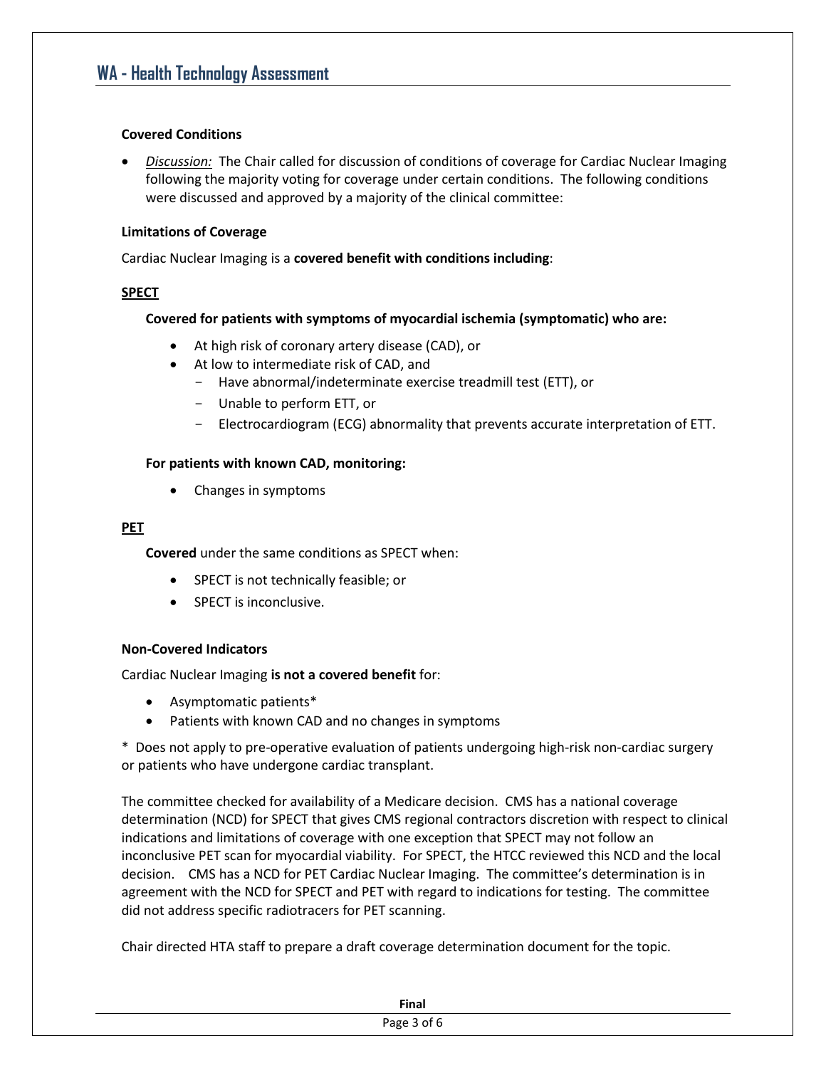### Covered Conditions

- *Discussion:* The Chair called for discussion of conditions of coverage for Cardiac Nuclear Imaging following the majority voting for coverage under certain conditions. The following conditions were discussed and approved by a majority of the clinical committee:

**Limitations of Coverage**

Cardiac Nuclear Imaging is a **covered benefit with conditions including**:

**SPECT**

**Covered for patients with symptoms of myocardial ischemia (symptomatic) who are:**

- At high risk of coronary artery disease (CAD), or
- At low to intermediate risk of CAD, and
  - Have abnormal/indeterminate exercise treadmill test (ETT), or
  - Unable to perform ETT, or
  - Electrocardiogram (ECG) abnormality that prevents accurate interpretation of ETT.

**For patients with known CAD, monitoring:**

- Changes in symptoms

**PET**

**Covered** under the same conditions as SPECT when:

- SPECT is not technically feasible; or
- SPECT is inconclusive.

**Non-Covered Indicators**

Cardiac Nuclear Imaging **is not a covered benefit** for:

- Asymptomatic patients*
- Patients with known CAD and no changes in symptoms

* Does not apply to pre-operative evaluation of patients undergoing high-risk non-cardiac surgery or patients who have undergone cardiac transplant.

The committee checked for availability of a Medicare decision. CMS has a national coverage determination (NCD) for SPECT that gives CMS regional contractors discretion with respect to clinical indications and limitations of coverage with one exception that SPECT may not follow an inconclusive PET scan for myocardial viability. For SPECT, the HTCC reviewed this NCD and the local decision. CMS has a NCD for PET Cardiac Nuclear Imaging. The committee's determination is in agreement with the NCD for SPECT and PET with regard to indications for testing. The committee did not address specific radiotracers for PET scanning.

Chair directed HTA staff to prepare a draft coverage determination document for the topic.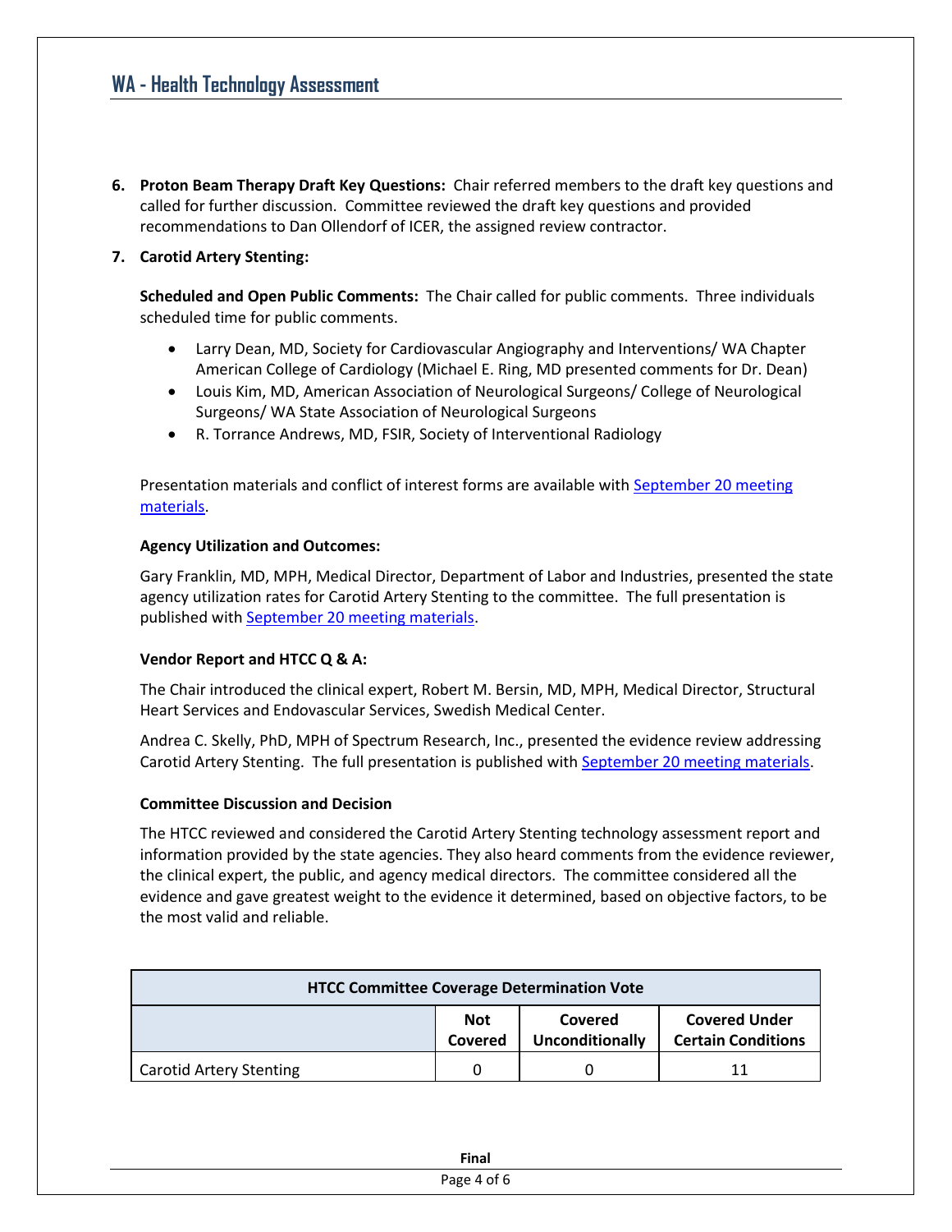6. **Proton Beam Therapy Draft Key Questions:** Chair referred members to the draft key questions and called for further discussion. Committee reviewed the draft key questions and provided recommendations to Dan Ollendorf of ICER, the assigned review contractor.

7. **Carotid Artery Stenting:**

   **Scheduled and Open Public Comments:** The Chair called for public comments. Three individuals scheduled time for public comments.

   - Larry Dean, MD, Society for Cardiovascular Angiography and Interventions/ WA Chapter American College of Cardiology (Michael E. Ring, MD presented comments for Dr. Dean)
   - Louis Kim, MD, American Association of Neurological Surgeons/ College of Neurological Surgeons/ WA State Association of Neurological Surgeons
   - R. Torrance Andrews, MD, FSIR, Society of Interventional Radiology

   Presentation materials and conflict of interest forms are available with September 20 meeting materials.

   **Agency Utilization and Outcomes:**

   Gary Franklin, MD, MPH, Medical Director, Department of Labor and Industries, presented the state agency utilization rates for Carotid Artery Stenting to the committee. The full presentation is published with September 20 meeting materials.

   **Vendor Report and HTCC Q & A:**

   The Chair introduced the clinical expert, Robert M. Bersin, MD, MPH, Medical Director, Structural Heart Services and Endovascular Services, Swedish Medical Center.

   Andrea C. Skelly, PhD, MPH of Spectrum Research, Inc., presented the evidence review addressing Carotid Artery Stenting. The full presentation is published with September 20 meeting materials.

   **Committee Discussion and Decision**

   The HTCC reviewed and considered the Carotid Artery Stenting technology assessment report and information provided by the state agencies. They also heard comments from the evidence reviewer, the clinical expert, the public, and agency medical directors. The committee considered all the evidence and gave greatest weight to the evidence it determined, based on objective factors, to be the most valid and reliable.

| HTCC Committee Coverage Determination Vote | | | |
|---|---|---|---|
| | **Not Covered** | **Covered Unconditionally** | **Covered Under Certain Conditions** |
| Carotid Artery Stenting | 0 | 0 | 11 |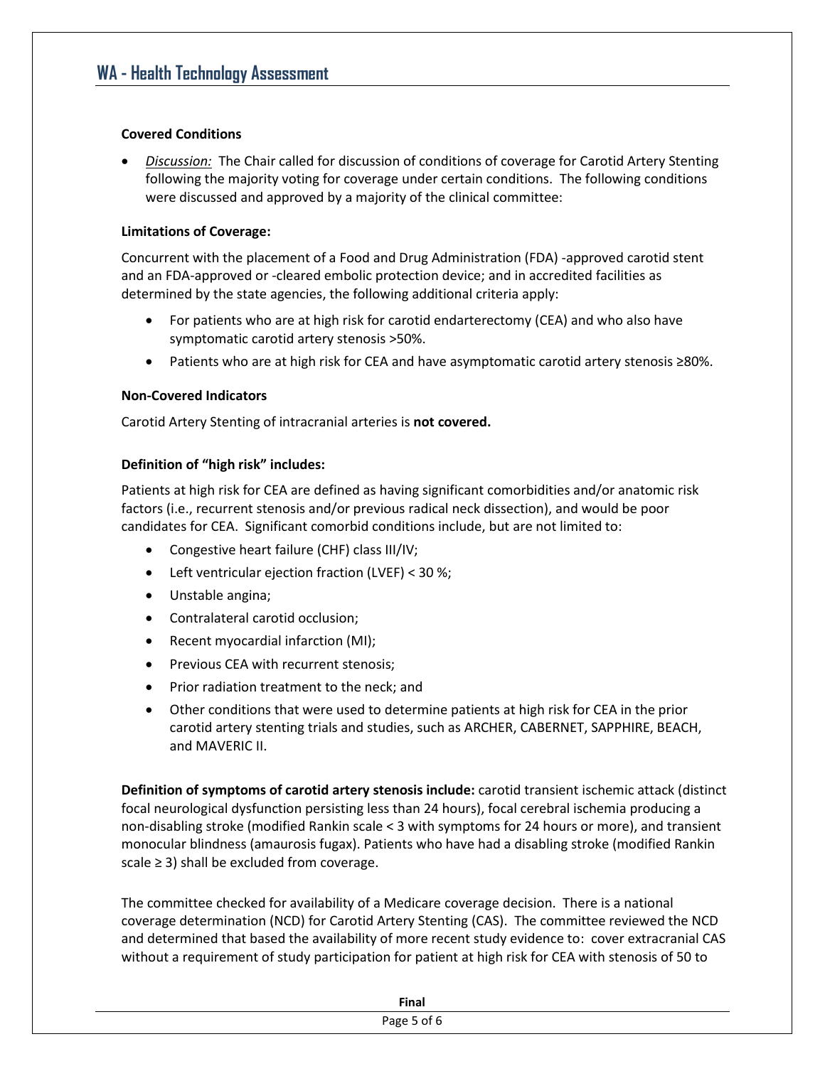### Covered Conditions

- *Discussion:* The Chair called for discussion of conditions of coverage for Carotid Artery Stenting following the majority voting for coverage under certain conditions. The following conditions were discussed and approved by a majority of the clinical committee:

### Limitations of Coverage:

Concurrent with the placement of a Food and Drug Administration (FDA) -approved carotid stent and an FDA-approved or -cleared embolic protection device; and in accredited facilities as determined by the state agencies, the following additional criteria apply:

- For patients who are at high risk for carotid endarterectomy (CEA) and who also have symptomatic carotid artery stenosis >50%.
- Patients who are at high risk for CEA and have asymptomatic carotid artery stenosis ≥80%.

### Non-Covered Indicators

Carotid Artery Stenting of intracranial arteries is **not covered.**

### Definition of "high risk" includes:

Patients at high risk for CEA are defined as having significant comorbidities and/or anatomic risk factors (i.e., recurrent stenosis and/or previous radical neck dissection), and would be poor candidates for CEA. Significant comorbid conditions include, but are not limited to:

- Congestive heart failure (CHF) class III/IV;
- Left ventricular ejection fraction (LVEF) < 30 %;
- Unstable angina;
- Contralateral carotid occlusion;
- Recent myocardial infarction (MI);
- Previous CEA with recurrent stenosis;
- Prior radiation treatment to the neck; and
- Other conditions that were used to determine patients at high risk for CEA in the prior carotid artery stenting trials and studies, such as ARCHER, CABERNET, SAPPHIRE, BEACH, and MAVERIC II.

**Definition of symptoms of carotid artery stenosis include:** carotid transient ischemic attack (distinct focal neurological dysfunction persisting less than 24 hours), focal cerebral ischemia producing a non-disabling stroke (modified Rankin scale < 3 with symptoms for 24 hours or more), and transient monocular blindness (amaurosis fugax). Patients who have had a disabling stroke (modified Rankin scale ≥ 3) shall be excluded from coverage.

The committee checked for availability of a Medicare coverage decision. There is a national coverage determination (NCD) for Carotid Artery Stenting (CAS). The committee reviewed the NCD and determined that based the availability of more recent study evidence to: cover extracranial CAS without a requirement of study participation for patient at high risk for CEA with stenosis of 50 to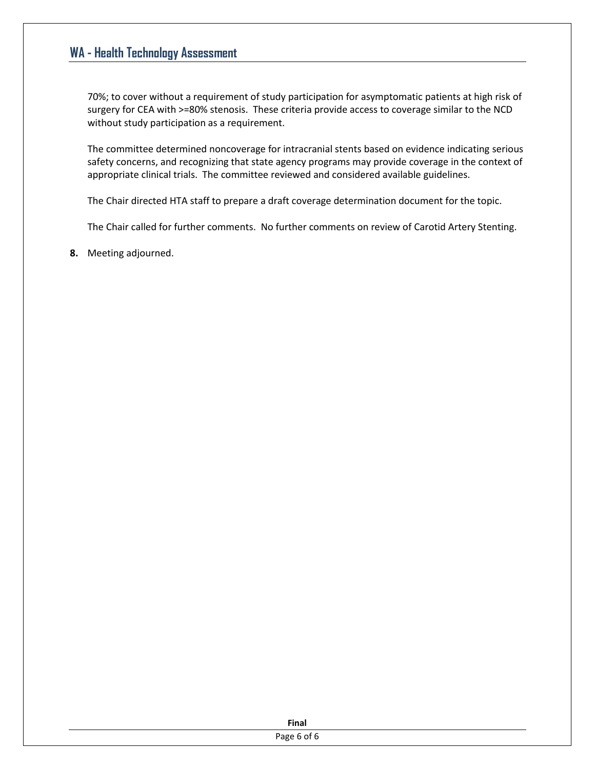70%; to cover without a requirement of study participation for asymptomatic patients at high risk of surgery for CEA with >=80% stenosis. These criteria provide access to coverage similar to the NCD without study participation as a requirement.

The committee determined noncoverage for intracranial stents based on evidence indicating serious safety concerns, and recognizing that state agency programs may provide coverage in the context of appropriate clinical trials. The committee reviewed and considered available guidelines.

The Chair directed HTA staff to prepare a draft coverage determination document for the topic.

The Chair called for further comments. No further comments on review of Carotid Artery Stenting.

**8.** Meeting adjourned.